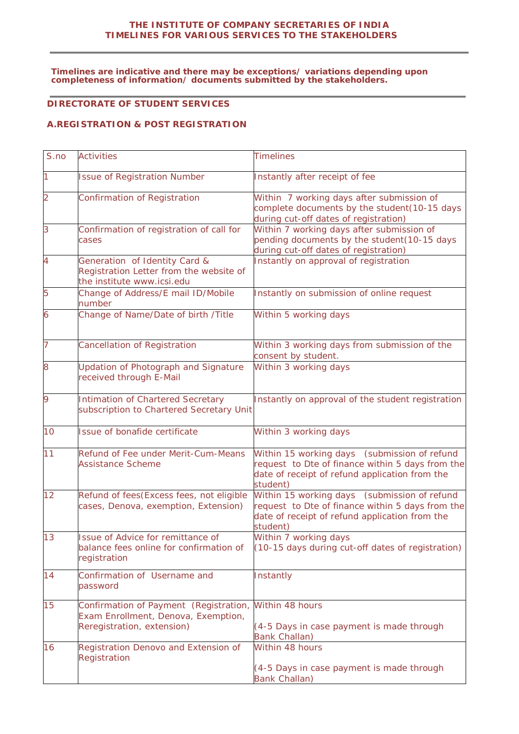# THE INSTITUTE OF COMPANY SECRETARIES OF INDIA
# TIMELINES FOR VARIOUS SERVICES TO THE STAKEHOLDERS

**Timelines are indicative and there may be exceptions/ variations depending upon completeness of information/ documents submitted by the stakeholders.**

## DIRECTORATE OF STUDENT SERVICES

### A.REGISTRATION & POST REGISTRATION

| S.no | Activities | Timelines |
|---|---|---|
| 1 | Issue of Registration Number | Instantly after receipt of fee |
| 2 | Confirmation of Registration | Within 7 working days after submission of complete documents by the student(10-15 days during cut-off dates of registration) |
| 3 | Confirmation of registration of call for cases | Within 7 working days after submission of pending documents by the student(10-15 days during cut-off dates of registration) |
| 4 | Generation of Identity Card & Registration Letter from the website of the institute www.icsi.edu | Instantly on approval of registration |
| 5 | Change of Address/E mail ID/Mobile number | Instantly on submission of online request |
| 6 | Change of Name/Date of birth /Title | Within 5 working days |
| 7 | Cancellation of Registration | Within 3 working days from submission of the consent by student. |
| 8 | Updation of Photograph and Signature received through E-Mail | Within 3 working days |
| 9 | Intimation of Chartered Secretary subscription to Chartered Secretary Unit | Instantly on approval of the student registration |
| 10 | Issue of bonafide certificate | Within 3 working days |
| 11 | Refund of Fee under Merit-Cum-Means Assistance Scheme | Within 15 working days (submission of refund request to Dte of finance within 5 days from the date of receipt of refund application from the student) |
| 12 | Refund of fees(Excess fees, not eligible cases, Denova, exemption, Extension) | Within 15 working days (submission of refund request to Dte of finance within 5 days from the date of receipt of refund application from the student) |
| 13 | Issue of Advice for remittance of balance fees online for confirmation of registration | Within 7 working days<br>(10-15 days during cut-off dates of registration) |
| 14 | Confirmation of Username and password | Instantly |
| 15 | Confirmation of Payment (Registration, Exam Enrollment, Denova, Exemption, Reregistration, extension) | Within 48 hours<br><br>(4-5 Days in case payment is made through Bank Challan) |
| 16 | Registration Denovo and Extension of Registration | Within 48 hours<br><br>(4-5 Days in case payment is made through Bank Challan) |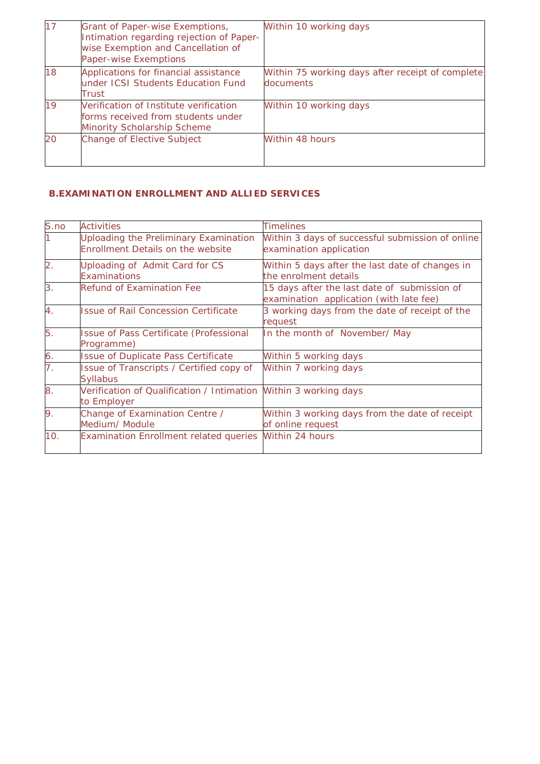| | | |
|---|---|---|
| 17 | Grant of Paper-wise Exemptions, Intimation regarding rejection of Paper-wise Exemption and Cancellation of Paper-wise Exemptions | Within 10 working days |
| 18 | Applications for financial assistance under ICSI Students Education Fund Trust | Within 75 working days after receipt of complete documents |
| 19 | Verification of Institute verification forms received from students under Minority Scholarship Scheme | Within 10 working days |
| 20 | Change of Elective Subject | Within 48 hours |

**B.EXAMINATION ENROLLMENT AND ALLIED SERVICES**

| S.no | Activities | Timelines |
|---|---|---|
| 1 | Uploading the Preliminary Examination Enrollment Details on the website | Within 3 days of successful submission of online examination application |
| 2. | Uploading of Admit Card for CS Examinations | Within 5 days after the last date of changes in the enrolment details |
| 3. | Refund of Examination Fee | 15 days after the last date of submission of examination application (with late fee) |
| 4. | Issue of Rail Concession Certificate | 3 working days from the date of receipt of the request |
| 5. | Issue of Pass Certificate (Professional Programme) | In the month of November/ May |
| 6. | Issue of Duplicate Pass Certificate | Within 5 working days |
| 7. | Issue of Transcripts / Certified copy of Syllabus | Within 7 working days |
| 8. | Verification of Qualification / Intimation to Employer | Within 3 working days |
| 9. | Change of Examination Centre / Medium/ Module | Within 3 working days from the date of receipt of online request |
| 10. | Examination Enrollment related queries | Within 24 hours |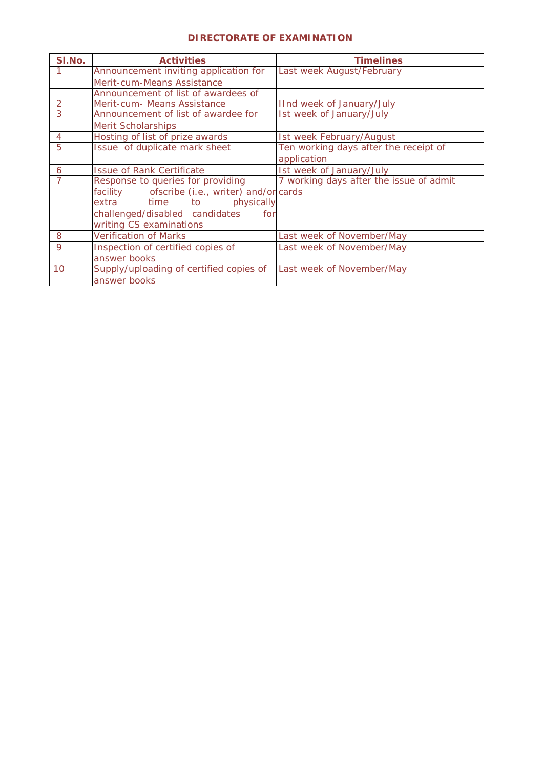## DIRECTORATE OF EXAMINATION

| Sl.No. | Activities | Timelines |
|---|---|---|
| 1 | Announcement inviting application for Merit-cum-Means Assistance | Last week August/February |
| 2 | Announcement of list of awardees of Merit-cum- Means Assistance | IInd week of January/July |
| 3 | Announcement of list of awardee for Merit Scholarships | Ist week of January/July |
| 4 | Hosting of list of prize awards | Ist week February/August |
| 5 | Issue of duplicate mark sheet | Ten working days after the receipt of application |
| 6 | Issue of Rank Certificate | Ist week of January/July |
| 7 | Response to queries for providing facility ofscribe (i.e., writer) and/or extra time to physically challenged/disabled candidates for writing CS examinations | 7 working days after the issue of admit cards |
| 8 | Verification of Marks | Last week of November/May |
| 9 | Inspection of certified copies of answer books | Last week of November/May |
| 10 | Supply/uploading of certified copies of answer books | Last week of November/May |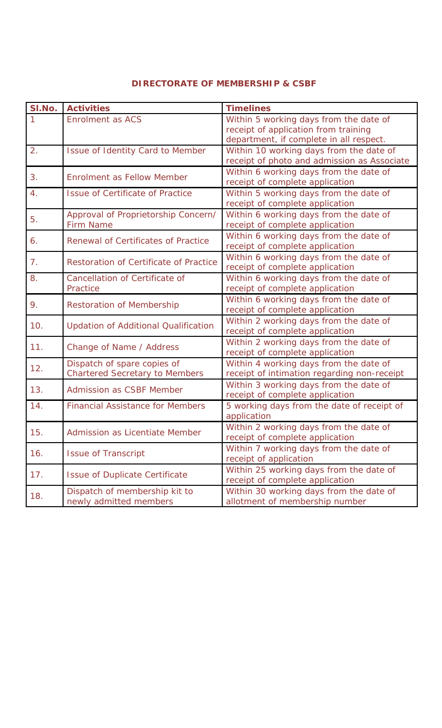**DIRECTORATE OF MEMBERSHIP & CSBF**

| Sl.No. | Activities | Timelines |
|---|---|---|
| 1 | Enrolment as ACS | Within 5 working days from the date of receipt of application from training department, if complete in all respect. |
| 2. | Issue of Identity Card to Member | Within 10 working days from the date of receipt of photo and admission as Associate |
| 3. | Enrolment as Fellow Member | Within 6 working days from the date of receipt of complete application |
| 4. | Issue of Certificate of Practice | Within 5 working days from the date of receipt of complete application |
| 5. | Approval of Proprietorship Concern/ Firm Name | Within 6 working days from the date of receipt of complete application |
| 6. | Renewal of Certificates of Practice | Within 6 working days from the date of receipt of complete application |
| 7. | Restoration of Certificate of Practice | Within 6 working days from the date of receipt of complete application |
| 8. | Cancellation of Certificate of Practice | Within 6 working days from the date of receipt of complete application |
| 9. | Restoration of Membership | Within 6 working days from the date of receipt of complete application |
| 10. | Updation of Additional Qualification | Within 2 working days from the date of receipt of complete application |
| 11. | Change of Name / Address | Within 2 working days from the date of receipt of complete application |
| 12. | Dispatch of spare copies of Chartered Secretary to Members | Within 4 working days from the date of receipt of intimation regarding non-receipt |
| 13. | Admission as CSBF Member | Within 3 working days from the date of receipt of complete application |
| 14. | Financial Assistance for Members | 5 working days from the date of receipt of application |
| 15. | Admission as Licentiate Member | Within 2 working days from the date of receipt of complete application |
| 16. | Issue of Transcript | Within 7 working days from the date of receipt of application |
| 17. | Issue of Duplicate Certificate | Within 25 working days from the date of receipt of complete application |
| 18. | Dispatch of membership kit to newly admitted members | Within 30 working days from the date of allotment of membership number |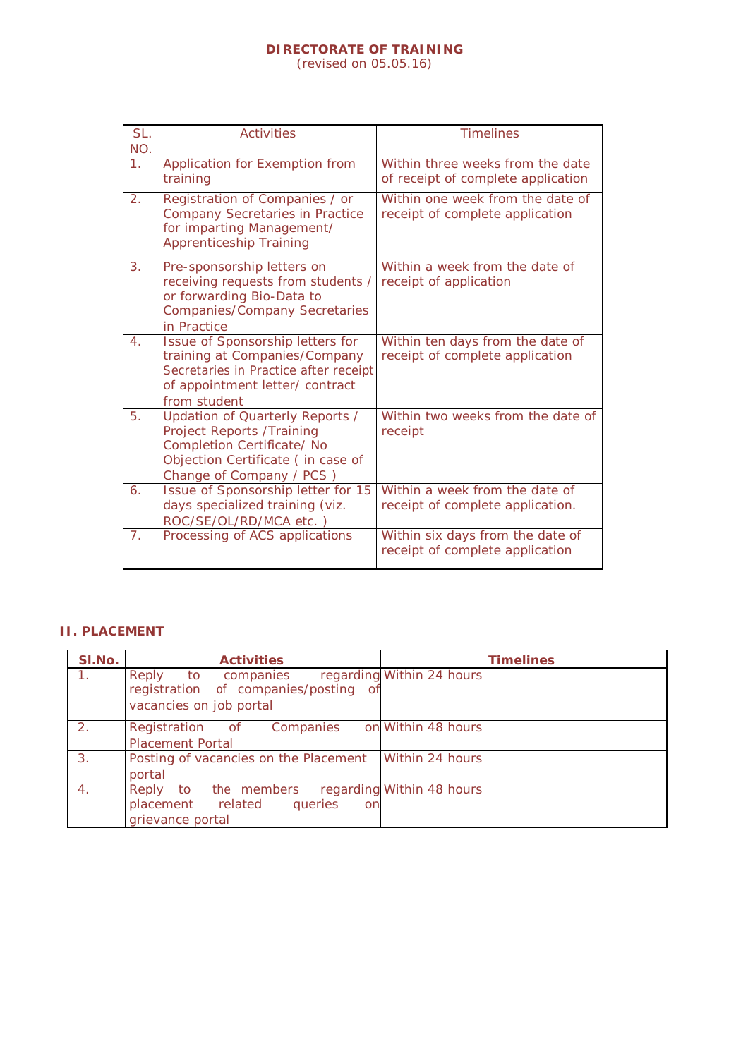**DIRECTORATE OF TRAINING**
(revised on 05.05.16)

| SL. NO. | Activities | Timelines |
|---|---|---|
| 1. | Application for Exemption from training | Within three weeks from the date of receipt of complete application |
| 2. | Registration of Companies / or Company Secretaries in Practice for imparting Management/ Apprenticeship Training | Within one week from the date of receipt of complete application |
| 3. | Pre-sponsorship letters on receiving requests from students / or forwarding Bio-Data to Companies/Company Secretaries in Practice | Within a week from the date of receipt of application |
| 4. | Issue of Sponsorship letters for training at Companies/Company Secretaries in Practice after receipt of appointment letter/ contract from student | Within ten days from the date of receipt of complete application |
| 5. | Updation of Quarterly Reports / Project Reports /Training Completion Certificate/ No Objection Certificate ( in case of Change of Company / PCS ) | Within two weeks from the date of receipt |
| 6. | Issue of Sponsorship letter for 15 days specialized training (viz. ROC/SE/OL/RD/MCA etc. ) | Within a week from the date of receipt of complete application. |
| 7. | Processing of ACS applications | Within six days from the date of receipt of complete application |

## II. PLACEMENT

| Sl.No. | Activities | Timelines |
|---|---|---|
| 1. | Reply to companies regarding registration of companies/posting of vacancies on job portal | Within 24 hours |
| 2. | Registration of Companies on Placement Portal | Within 48 hours |
| 3. | Posting of vacancies on the Placement portal | Within 24 hours |
| 4. | Reply to the members regarding placement related queries on grievance portal | Within 48 hours |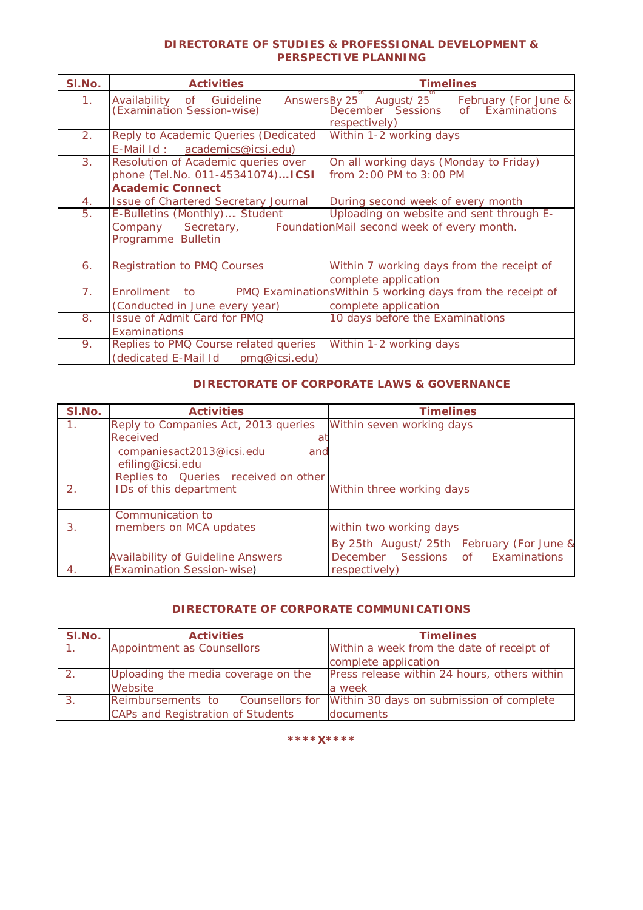### DIRECTORATE OF STUDIES & PROFESSIONAL DEVELOPMENT & PERSPECTIVE PLANNING

| Sl.No. | Activities | Timelines |
|---|---|---|
| 1. | Availability of Guideline Answers (Examination Session-wise) | By 25th August/ 25th February (For June & December Sessions of Examinations respectively) |
| 2. | Reply to Academic Queries (Dedicated E-Mail Id : academics@icsi.edu) | Within 1-2 working days |
| 3. | Resolution of Academic queries over phone (Tel.No. 011-45341074)…**ICSI Academic Connect** | On all working days (Monday to Friday) from 2:00 PM to 3:00 PM |
| 4. | Issue of Chartered Secretary Journal | During second week of every month |
| 5. | E-Bulletins (Monthly)…. Student Company Secretary, Foundation Programme Bulletin | Uploading on website and sent through E-Mail second week of every month. |
| 6. | Registration to PMQ Courses | Within 7 working days from the receipt of complete application |
| 7. | Enrollment to PMQ Examinations (Conducted in June every year) | Within 5 working days from the receipt of complete application |
| 8. | Issue of Admit Card for PMQ Examinations | 10 days before the Examinations |
| 9. | Replies to PMQ Course related queries (dedicated E-Mail Id pmq@icsi.edu) | Within 1-2 working days |

### DIRECTORATE OF CORPORATE LAWS & GOVERNANCE

| Sl.No. | Activities | Timelines |
|---|---|---|
| 1. | Reply to Companies Act, 2013 queries Received at companiesact2013@icsi.edu and efiling@icsi.edu | Within seven working days |
| 2. | Replies to Queries received on other IDs of this department | Within three working days |
| 3. | Communication to members on MCA updates | within two working days |
| 4. | Availability of Guideline Answers (Examination Session-wise) | By 25th August/ 25th February (For June & December Sessions of Examinations respectively) |

### DIRECTORATE OF CORPORATE COMMUNICATIONS

| Sl.No. | Activities | Timelines |
|---|---|---|
| 1. | Appointment as Counsellors | Within a week from the date of receipt of complete application |
| 2. | Uploading the media coverage on the Website | Press release within 24 hours, others within a week |
| 3. | Reimbursements to Counsellors for CAPs and Registration of Students | Within 30 days on submission of complete documents |

****X****